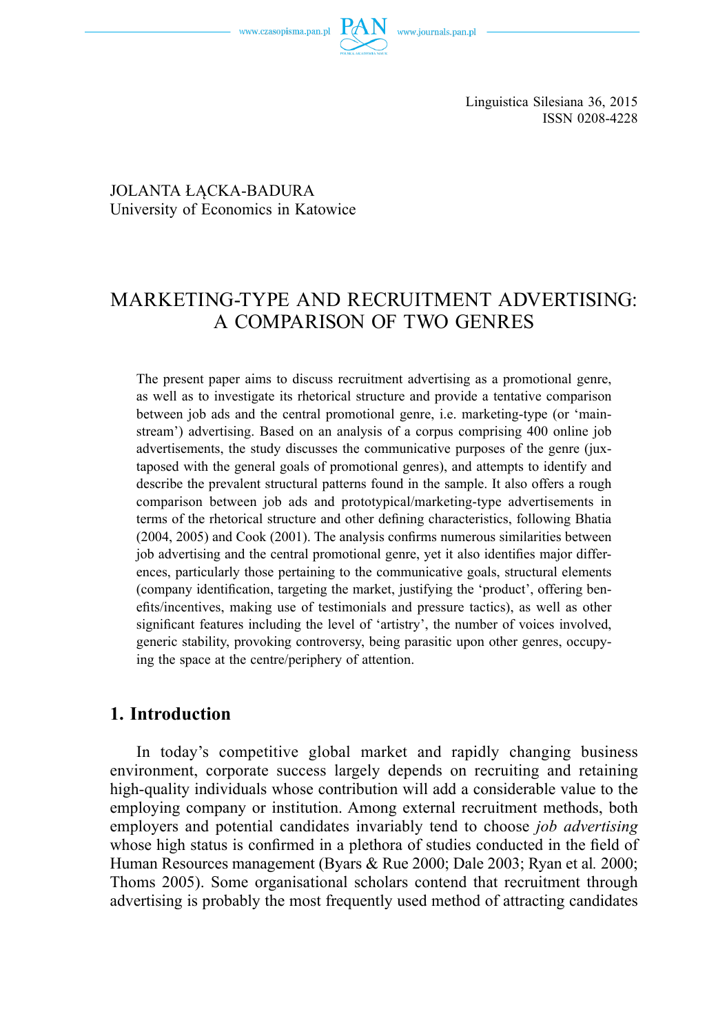Linguistica Silesiana 36, 2015
ISSN 0208-4228

JOLANTA ŁĄCKA-BADURA
University of Economics in Katowice

# MARKETING-TYPE AND RECRUITMENT ADVERTISING: A COMPARISON OF TWO GENRES

The present paper aims to discuss recruitment advertising as a promotional genre, as well as to investigate its rhetorical structure and provide a tentative comparison between job ads and the central promotional genre, i.e. marketing-type (or 'mainstream') advertising. Based on an analysis of a corpus comprising 400 online job advertisements, the study discusses the communicative purposes of the genre (juxtaposed with the general goals of promotional genres), and attempts to identify and describe the prevalent structural patterns found in the sample. It also offers a rough comparison between job ads and prototypical/marketing-type advertisements in terms of the rhetorical structure and other defining characteristics, following Bhatia (2004, 2005) and Cook (2001). The analysis confirms numerous similarities between job advertising and the central promotional genre, yet it also identifies major differences, particularly those pertaining to the communicative goals, structural elements (company identification, targeting the market, justifying the 'product', offering benefits/incentives, making use of testimonials and pressure tactics), as well as other significant features including the level of 'artistry', the number of voices involved, generic stability, provoking controversy, being parasitic upon other genres, occupying the space at the centre/periphery of attention.

## 1. Introduction

In today's competitive global market and rapidly changing business environment, corporate success largely depends on recruiting and retaining high-quality individuals whose contribution will add a considerable value to the employing company or institution. Among external recruitment methods, both employers and potential candidates invariably tend to choose *job advertising* whose high status is confirmed in a plethora of studies conducted in the field of Human Resources management (Byars & Rue 2000; Dale 2003; Ryan et al. 2000; Thoms 2005). Some organisational scholars contend that recruitment through advertising is probably the most frequently used method of attracting candidates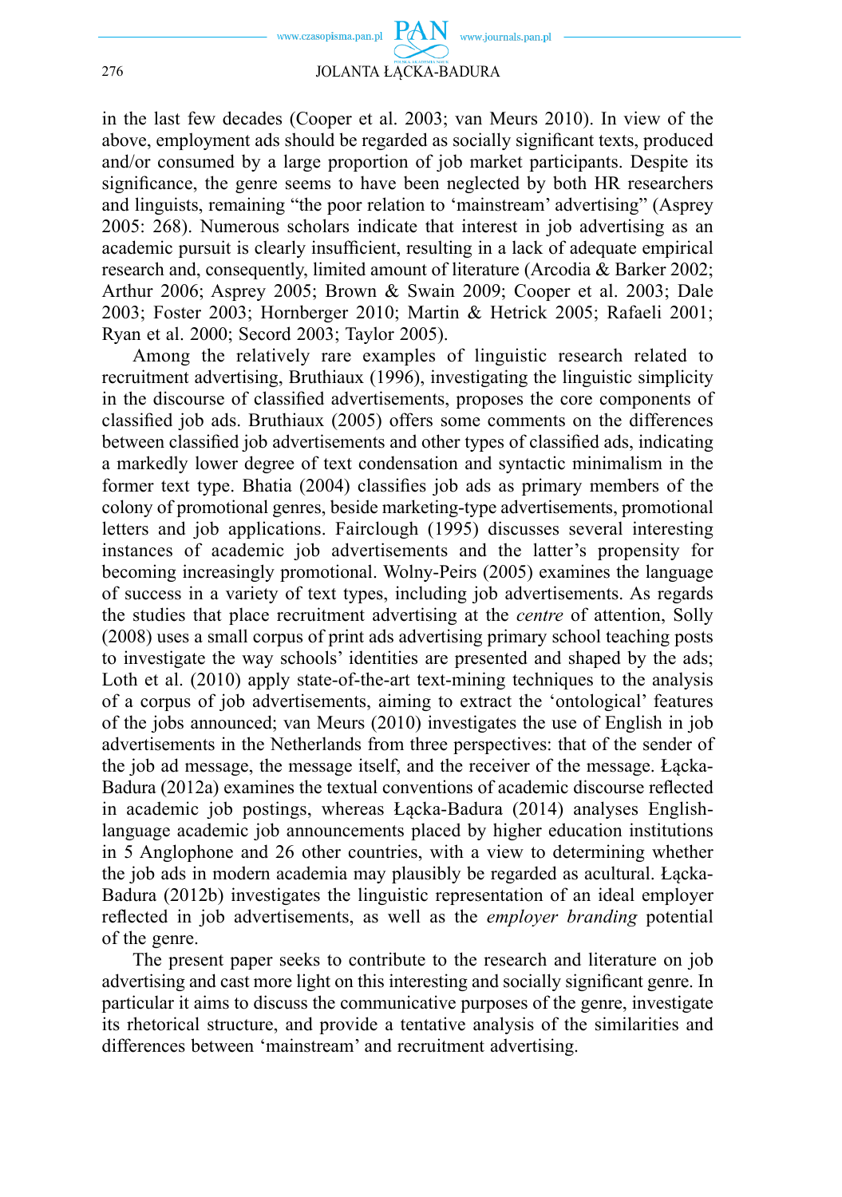in the last few decades (Cooper et al. 2003; van Meurs 2010). In view of the above, employment ads should be regarded as socially significant texts, produced and/or consumed by a large proportion of job market participants. Despite its significance, the genre seems to have been neglected by both HR researchers and linguists, remaining "the poor relation to 'mainstream' advertising" (Asprey 2005: 268). Numerous scholars indicate that interest in job advertising as an academic pursuit is clearly insufficient, resulting in a lack of adequate empirical research and, consequently, limited amount of literature (Arcodia & Barker 2002; Arthur 2006; Asprey 2005; Brown & Swain 2009; Cooper et al. 2003; Dale 2003; Foster 2003; Hornberger 2010; Martin & Hetrick 2005; Rafaeli 2001; Ryan et al. 2000; Secord 2003; Taylor 2005).

Among the relatively rare examples of linguistic research related to recruitment advertising, Bruthiaux (1996), investigating the linguistic simplicity in the discourse of classified advertisements, proposes the core components of classified job ads. Bruthiaux (2005) offers some comments on the differences between classified job advertisements and other types of classified ads, indicating a markedly lower degree of text condensation and syntactic minimalism in the former text type. Bhatia (2004) classifies job ads as primary members of the colony of promotional genres, beside marketing-type advertisements, promotional letters and job applications. Fairclough (1995) discusses several interesting instances of academic job advertisements and the latter's propensity for becoming increasingly promotional. Wolny-Peirs (2005) examines the language of success in a variety of text types, including job advertisements. As regards the studies that place recruitment advertising at the *centre* of attention, Solly (2008) uses a small corpus of print ads advertising primary school teaching posts to investigate the way schools' identities are presented and shaped by the ads; Loth et al. (2010) apply state-of-the-art text-mining techniques to the analysis of a corpus of job advertisements, aiming to extract the 'ontological' features of the jobs announced; van Meurs (2010) investigates the use of English in job advertisements in the Netherlands from three perspectives: that of the sender of the job ad message, the message itself, and the receiver of the message. Łącka-Badura (2012a) examines the textual conventions of academic discourse reflected in academic job postings, whereas Łącka-Badura (2014) analyses English-language academic job announcements placed by higher education institutions in 5 Anglophone and 26 other countries, with a view to determining whether the job ads in modern academia may plausibly be regarded as acultural. Łącka-Badura (2012b) investigates the linguistic representation of an ideal employer reflected in job advertisements, as well as the *employer branding* potential of the genre.

The present paper seeks to contribute to the research and literature on job advertising and cast more light on this interesting and socially significant genre. In particular it aims to discuss the communicative purposes of the genre, investigate its rhetorical structure, and provide a tentative analysis of the similarities and differences between 'mainstream' and recruitment advertising.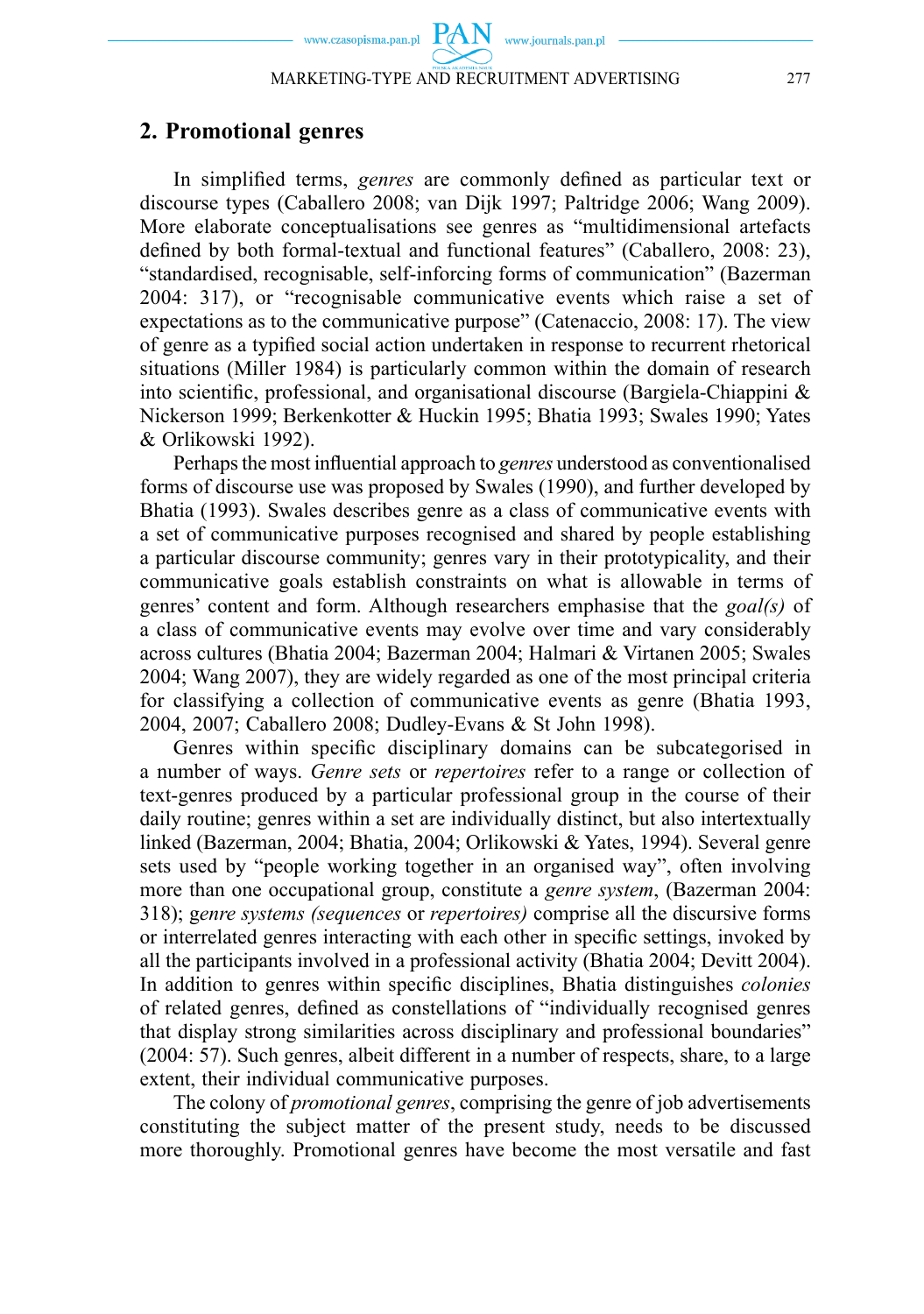## 2. Promotional genres

In simplified terms, *genres* are commonly defined as particular text or discourse types (Caballero 2008; van Dijk 1997; Paltridge 2006; Wang 2009). More elaborate conceptualisations see genres as "multidimensional artefacts defined by both formal-textual and functional features" (Caballero, 2008: 23), "standardised, recognisable, self-inforcing forms of communication" (Bazerman 2004: 317), or "recognisable communicative events which raise a set of expectations as to the communicative purpose" (Catenaccio, 2008: 17). The view of genre as a typified social action undertaken in response to recurrent rhetorical situations (Miller 1984) is particularly common within the domain of research into scientific, professional, and organisational discourse (Bargiela-Chiappini & Nickerson 1999; Berkenkotter & Huckin 1995; Bhatia 1993; Swales 1990; Yates & Orlikowski 1992).

Perhaps the most influential approach to *genres* understood as conventionalised forms of discourse use was proposed by Swales (1990), and further developed by Bhatia (1993). Swales describes genre as a class of communicative events with a set of communicative purposes recognised and shared by people establishing a particular discourse community; genres vary in their prototypicality, and their communicative goals establish constraints on what is allowable in terms of genres' content and form. Although researchers emphasise that the *goal(s)* of a class of communicative events may evolve over time and vary considerably across cultures (Bhatia 2004; Bazerman 2004; Halmari & Virtanen 2005; Swales 2004; Wang 2007), they are widely regarded as one of the most principal criteria for classifying a collection of communicative events as genre (Bhatia 1993, 2004, 2007; Caballero 2008; Dudley-Evans & St John 1998).

Genres within specific disciplinary domains can be subcategorised in a number of ways. *Genre sets* or *repertoires* refer to a range or collection of text-genres produced by a particular professional group in the course of their daily routine; genres within a set are individually distinct, but also intertextually linked (Bazerman, 2004; Bhatia, 2004; Orlikowski & Yates, 1994). Several genre sets used by "people working together in an organised way", often involving more than one occupational group, constitute a *genre system*, (Bazerman 2004: 318); g*enre systems (sequences* or *repertoires)* comprise all the discursive forms or interrelated genres interacting with each other in specific settings, invoked by all the participants involved in a professional activity (Bhatia 2004; Devitt 2004). In addition to genres within specific disciplines, Bhatia distinguishes *colonies* of related genres, defined as constellations of "individually recognised genres that display strong similarities across disciplinary and professional boundaries" (2004: 57). Such genres, albeit different in a number of respects, share, to a large extent, their individual communicative purposes.

The colony of *promotional genres*, comprising the genre of job advertisements constituting the subject matter of the present study, needs to be discussed more thoroughly. Promotional genres have become the most versatile and fast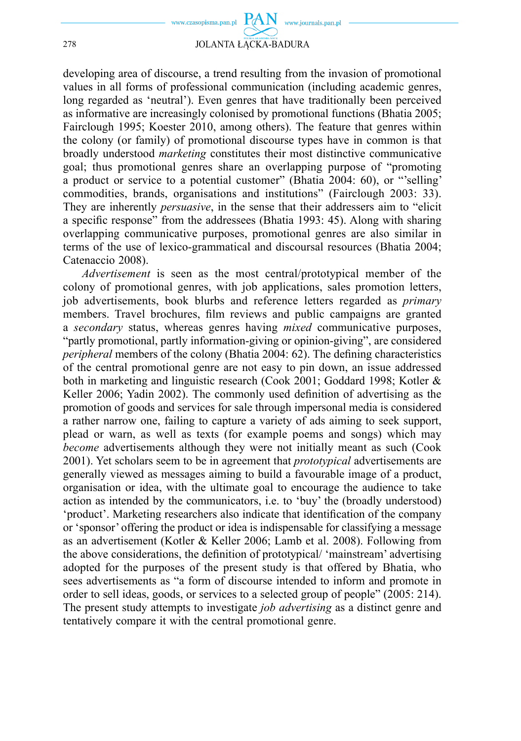developing area of discourse, a trend resulting from the invasion of promotional values in all forms of professional communication (including academic genres, long regarded as 'neutral'). Even genres that have traditionally been perceived as informative are increasingly colonised by promotional functions (Bhatia 2005; Fairclough 1995; Koester 2010, among others). The feature that genres within the colony (or family) of promotional discourse types have in common is that broadly understood *marketing* constitutes their most distinctive communicative goal; thus promotional genres share an overlapping purpose of "promoting a product or service to a potential customer" (Bhatia 2004: 60), or "'selling' commodities, brands, organisations and institutions" (Fairclough 2003: 33). They are inherently *persuasive*, in the sense that their addressers aim to "elicit a specific response" from the addressees (Bhatia 1993: 45). Along with sharing overlapping communicative purposes, promotional genres are also similar in terms of the use of lexico-grammatical and discoursal resources (Bhatia 2004; Catenaccio 2008).

*Advertisement* is seen as the most central/prototypical member of the colony of promotional genres, with job applications, sales promotion letters, job advertisements, book blurbs and reference letters regarded as *primary* members. Travel brochures, film reviews and public campaigns are granted a *secondary* status, whereas genres having *mixed* communicative purposes, "partly promotional, partly information-giving or opinion-giving", are considered *peripheral* members of the colony (Bhatia 2004: 62). The defining characteristics of the central promotional genre are not easy to pin down, an issue addressed both in marketing and linguistic research (Cook 2001; Goddard 1998; Kotler & Keller 2006; Yadin 2002). The commonly used definition of advertising as the promotion of goods and services for sale through impersonal media is considered a rather narrow one, failing to capture a variety of ads aiming to seek support, plead or warn, as well as texts (for example poems and songs) which may *become* advertisements although they were not initially meant as such (Cook 2001). Yet scholars seem to be in agreement that *prototypical* advertisements are generally viewed as messages aiming to build a favourable image of a product, organisation or idea, with the ultimate goal to encourage the audience to take action as intended by the communicators, i.e. to 'buy' the (broadly understood) 'product'. Marketing researchers also indicate that identification of the company or 'sponsor' offering the product or idea is indispensable for classifying a message as an advertisement (Kotler & Keller 2006; Lamb et al. 2008). Following from the above considerations, the definition of prototypical/ 'mainstream' advertising adopted for the purposes of the present study is that offered by Bhatia, who sees advertisements as "a form of discourse intended to inform and promote in order to sell ideas, goods, or services to a selected group of people" (2005: 214). The present study attempts to investigate *job advertising* as a distinct genre and tentatively compare it with the central promotional genre.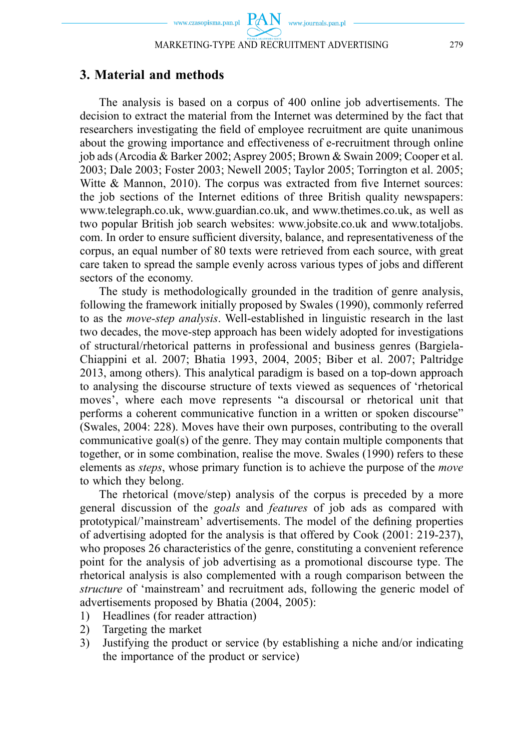## 3. Material and methods

The analysis is based on a corpus of 400 online job advertisements. The decision to extract the material from the Internet was determined by the fact that researchers investigating the field of employee recruitment are quite unanimous about the growing importance and effectiveness of e-recruitment through online job ads (Arcodia & Barker 2002; Asprey 2005; Brown & Swain 2009; Cooper et al. 2003; Dale 2003; Foster 2003; Newell 2005; Taylor 2005; Torrington et al. 2005; Witte & Mannon, 2010). The corpus was extracted from five Internet sources: the job sections of the Internet editions of three British quality newspapers: www.telegraph.co.uk, www.guardian.co.uk, and www.thetimes.co.uk, as well as two popular British job search websites: www.jobsite.co.uk and www.totaljobs.com. In order to ensure sufficient diversity, balance, and representativeness of the corpus, an equal number of 80 texts were retrieved from each source, with great care taken to spread the sample evenly across various types of jobs and different sectors of the economy.

The study is methodologically grounded in the tradition of genre analysis, following the framework initially proposed by Swales (1990), commonly referred to as the *move-step analysis*. Well-established in linguistic research in the last two decades, the move-step approach has been widely adopted for investigations of structural/rhetorical patterns in professional and business genres (Bargiela-Chiappini et al. 2007; Bhatia 1993, 2004, 2005; Biber et al. 2007; Paltridge 2013, among others). This analytical paradigm is based on a top-down approach to analysing the discourse structure of texts viewed as sequences of 'rhetorical moves', where each move represents "a discoursal or rhetorical unit that performs a coherent communicative function in a written or spoken discourse" (Swales, 2004: 228). Moves have their own purposes, contributing to the overall communicative goal(s) of the genre. They may contain multiple components that together, or in some combination, realise the move. Swales (1990) refers to these elements as *steps*, whose primary function is to achieve the purpose of the *move* to which they belong.

The rhetorical (move/step) analysis of the corpus is preceded by a more general discussion of the *goals* and *features* of job ads as compared with prototypical/'mainstream' advertisements. The model of the defining properties of advertising adopted for the analysis is that offered by Cook (2001: 219-237), who proposes 26 characteristics of the genre, constituting a convenient reference point for the analysis of job advertising as a promotional discourse type. The rhetorical analysis is also complemented with a rough comparison between the *structure* of 'mainstream' and recruitment ads, following the generic model of advertisements proposed by Bhatia (2004, 2005):

1) Headlines (for reader attraction)
2) Targeting the market
3) Justifying the product or service (by establishing a niche and/or indicating the importance of the product or service)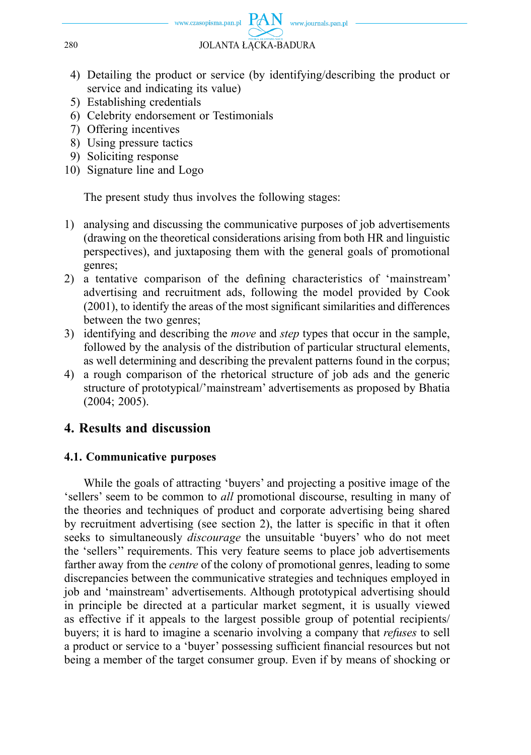4) Detailing the product or service (by identifying/describing the product or service and indicating its value)
5) Establishing credentials
6) Celebrity endorsement or Testimonials
7) Offering incentives
8) Using pressure tactics
9) Soliciting response
10) Signature line and Logo

The present study thus involves the following stages:

1) analysing and discussing the communicative purposes of job advertisements (drawing on the theoretical considerations arising from both HR and linguistic perspectives), and juxtaposing them with the general goals of promotional genres;
2) a tentative comparison of the defining characteristics of 'mainstream' advertising and recruitment ads, following the model provided by Cook (2001), to identify the areas of the most significant similarities and differences between the two genres;
3) identifying and describing the *move* and *step* types that occur in the sample, followed by the analysis of the distribution of particular structural elements, as well determining and describing the prevalent patterns found in the corpus;
4) a rough comparison of the rhetorical structure of job ads and the generic structure of prototypical/'mainstream' advertisements as proposed by Bhatia (2004; 2005).

## 4. Results and discussion

### 4.1. Communicative purposes

While the goals of attracting 'buyers' and projecting a positive image of the 'sellers' seem to be common to *all* promotional discourse, resulting in many of the theories and techniques of product and corporate advertising being shared by recruitment advertising (see section 2), the latter is specific in that it often seeks to simultaneously *discourage* the unsuitable 'buyers' who do not meet the 'sellers'' requirements. This very feature seems to place job advertisements farther away from the *centre* of the colony of promotional genres, leading to some discrepancies between the communicative strategies and techniques employed in job and 'mainstream' advertisements. Although prototypical advertising should in principle be directed at a particular market segment, it is usually viewed as effective if it appeals to the largest possible group of potential recipients/buyers; it is hard to imagine a scenario involving a company that *refuses* to sell a product or service to a 'buyer' possessing sufficient financial resources but not being a member of the target consumer group. Even if by means of shocking or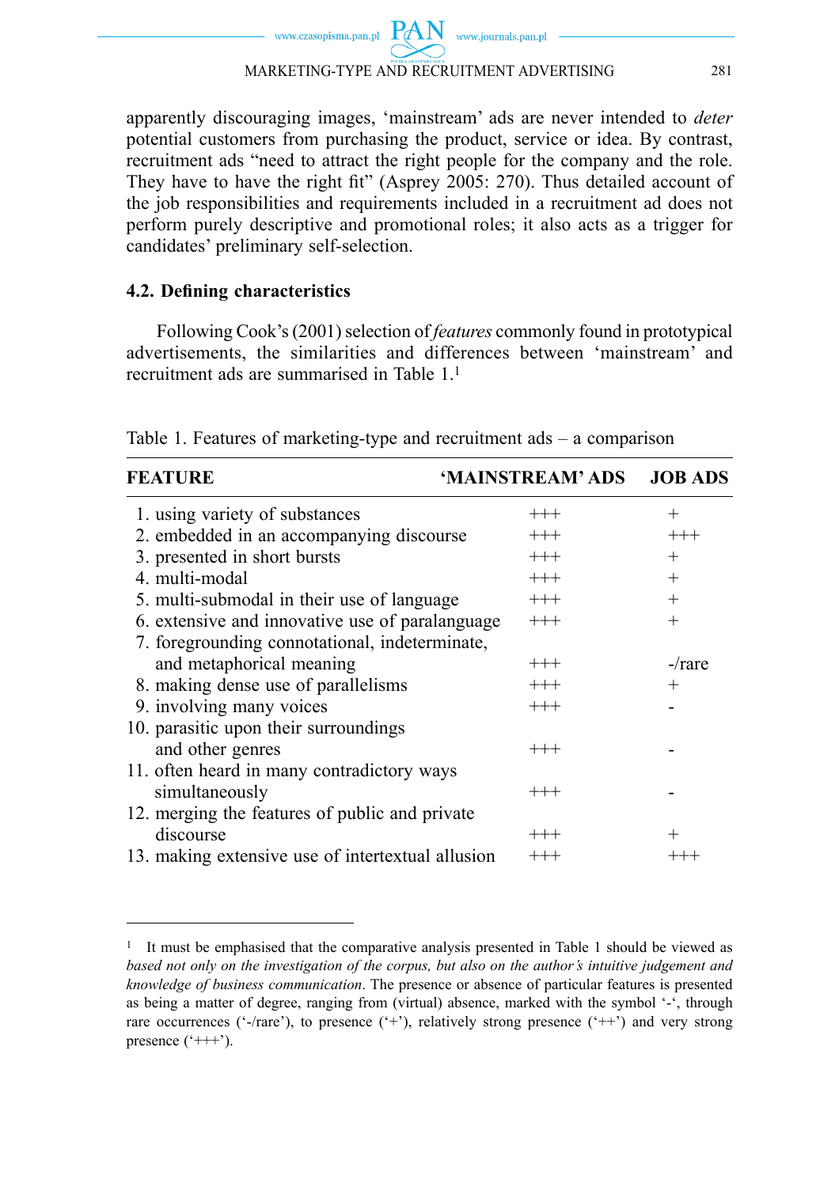apparently discouraging images, 'mainstream' ads are never intended to *deter* potential customers from purchasing the product, service or idea. By contrast, recruitment ads "need to attract the right people for the company and the role. They have to have the right fit" (Asprey 2005: 270). Thus detailed account of the job responsibilities and requirements included in a recruitment ad does not perform purely descriptive and promotional roles; it also acts as a trigger for candidates' preliminary self-selection.

### 4.2. Defining characteristics

Following Cook's (2001) selection of *features* commonly found in prototypical advertisements, the similarities and differences between 'mainstream' and recruitment ads are summarised in Table 1.[1]

Table 1. Features of marketing-type and recruitment ads – a comparison

| FEATURE | 'MAINSTREAM' ADS | JOB ADS |
|---|---|---|
| 1. using variety of substances | +++ | + |
| 2. embedded in an accompanying discourse | +++ | +++ |
| 3. presented in short bursts | +++ | + |
| 4. multi-modal | +++ | + |
| 5. multi-submodal in their use of language | +++ | + |
| 6. extensive and innovative use of paralanguage | +++ | + |
| 7. foregrounding connotational, indeterminate, and metaphorical meaning | +++ | -/rare |
| 8. making dense use of parallelisms | +++ | + |
| 9. involving many voices | +++ | - |
| 10. parasitic upon their surroundings and other genres | +++ | - |
| 11. often heard in many contradictory ways simultaneously | +++ | - |
| 12. merging the features of public and private discourse | +++ | + |
| 13. making extensive use of intertextual allusion | +++ | +++ |

[1] It must be emphasised that the comparative analysis presented in Table 1 should be viewed as *based not only on the investigation of the corpus, but also on the author's intuitive judgement and knowledge of business communication*. The presence or absence of particular features is presented as being a matter of degree, ranging from (virtual) absence, marked with the symbol '-', through rare occurrences ('-/rare'), to presence ('+'), relatively strong presence ('++') and very strong presence ('+++').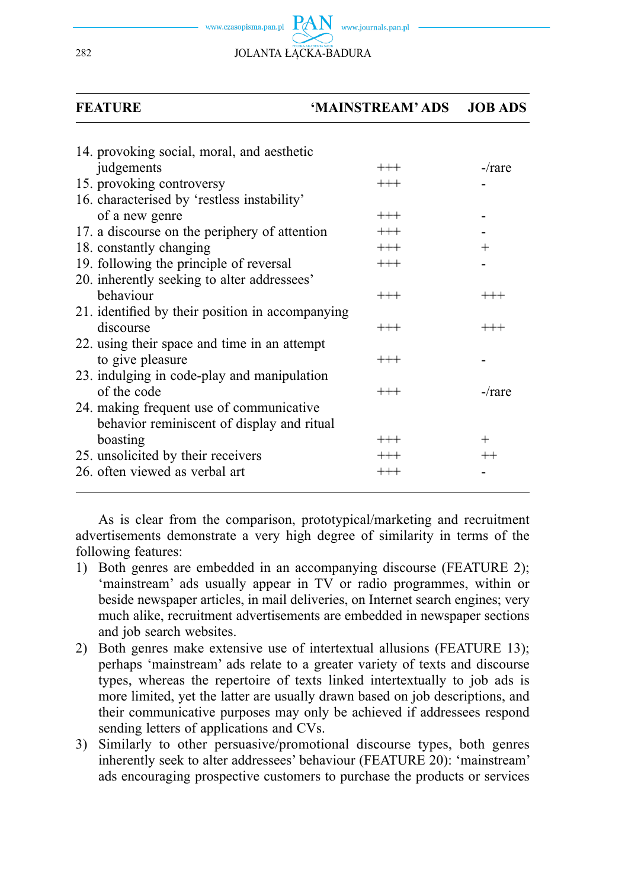| FEATURE | 'MAINSTREAM' ADS | JOB ADS |
|---|---|---|
| 14. provoking social, moral, and aesthetic judgements | +++ | -/rare |
| 15. provoking controversy | +++ | - |
| 16. characterised by 'restless instability' of a new genre | +++ | - |
| 17. a discourse on the periphery of attention | +++ | - |
| 18. constantly changing | +++ | + |
| 19. following the principle of reversal | +++ | - |
| 20. inherently seeking to alter addressees' behaviour | +++ | +++ |
| 21. identified by their position in accompanying discourse | +++ | +++ |
| 22. using their space and time in an attempt to give pleasure | +++ | - |
| 23. indulging in code-play and manipulation of the code | +++ | -/rare |
| 24. making frequent use of communicative behavior reminiscent of display and ritual boasting | +++ | + |
| 25. unsolicited by their receivers | +++ | ++ |
| 26. often viewed as verbal art | +++ | - |

As is clear from the comparison, prototypical/marketing and recruitment advertisements demonstrate a very high degree of similarity in terms of the following features:

1) Both genres are embedded in an accompanying discourse (FEATURE 2); 'mainstream' ads usually appear in TV or radio programmes, within or beside newspaper articles, in mail deliveries, on Internet search engines; very much alike, recruitment advertisements are embedded in newspaper sections and job search websites.
2) Both genres make extensive use of intertextual allusions (FEATURE 13); perhaps 'mainstream' ads relate to a greater variety of texts and discourse types, whereas the repertoire of texts linked intertextually to job ads is more limited, yet the latter are usually drawn based on job descriptions, and their communicative purposes may only be achieved if addressees respond sending letters of applications and CVs.
3) Similarly to other persuasive/promotional discourse types, both genres inherently seek to alter addressees' behaviour (FEATURE 20): 'mainstream' ads encouraging prospective customers to purchase the products or services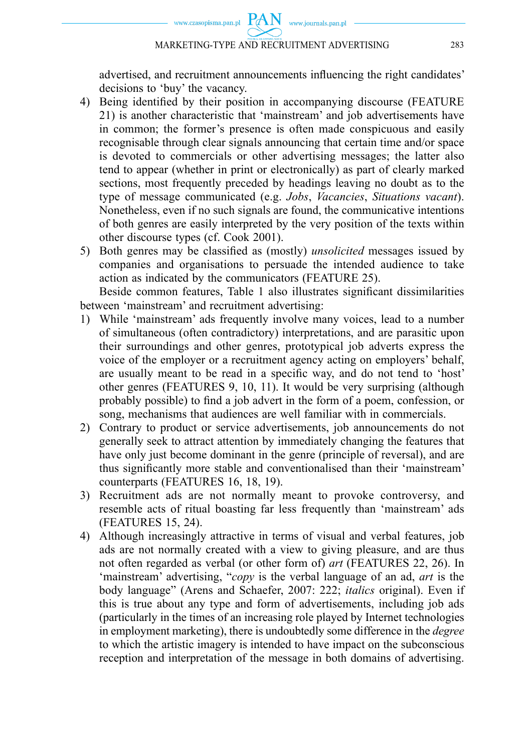advertised, and recruitment announcements influencing the right candidates' decisions to 'buy' the vacancy.

4) Being identified by their position in accompanying discourse (FEATURE 21) is another characteristic that 'mainstream' and job advertisements have in common; the former's presence is often made conspicuous and easily recognisable through clear signals announcing that certain time and/or space is devoted to commercials or other advertising messages; the latter also tend to appear (whether in print or electronically) as part of clearly marked sections, most frequently preceded by headings leaving no doubt as to the type of message communicated (e.g. *Jobs*, *Vacancies*, *Situations vacant*). Nonetheless, even if no such signals are found, the communicative intentions of both genres are easily interpreted by the very position of the texts within other discourse types (cf. Cook 2001).
5) Both genres may be classified as (mostly) *unsolicited* messages issued by companies and organisations to persuade the intended audience to take action as indicated by the communicators (FEATURE 25).

Beside common features, Table 1 also illustrates significant dissimilarities between 'mainstream' and recruitment advertising:

1) While 'mainstream' ads frequently involve many voices, lead to a number of simultaneous (often contradictory) interpretations, and are parasitic upon their surroundings and other genres, prototypical job adverts express the voice of the employer or a recruitment agency acting on employers' behalf, are usually meant to be read in a specific way, and do not tend to 'host' other genres (FEATURES 9, 10, 11). It would be very surprising (although probably possible) to find a job advert in the form of a poem, confession, or song, mechanisms that audiences are well familiar with in commercials.
2) Contrary to product or service advertisements, job announcements do not generally seek to attract attention by immediately changing the features that have only just become dominant in the genre (principle of reversal), and are thus significantly more stable and conventionalised than their 'mainstream' counterparts (FEATURES 16, 18, 19).
3) Recruitment ads are not normally meant to provoke controversy, and resemble acts of ritual boasting far less frequently than 'mainstream' ads (FEATURES 15, 24).
4) Although increasingly attractive in terms of visual and verbal features, job ads are not normally created with a view to giving pleasure, and are thus not often regarded as verbal (or other form of) *art* (FEATURES 22, 26). In 'mainstream' advertising, "*copy* is the verbal language of an ad, *art* is the body language" (Arens and Schaefer, 2007: 222; *italics* original). Even if this is true about any type and form of advertisements, including job ads (particularly in the times of an increasing role played by Internet technologies in employment marketing), there is undoubtedly some difference in the *degree* to which the artistic imagery is intended to have impact on the subconscious reception and interpretation of the message in both domains of advertising.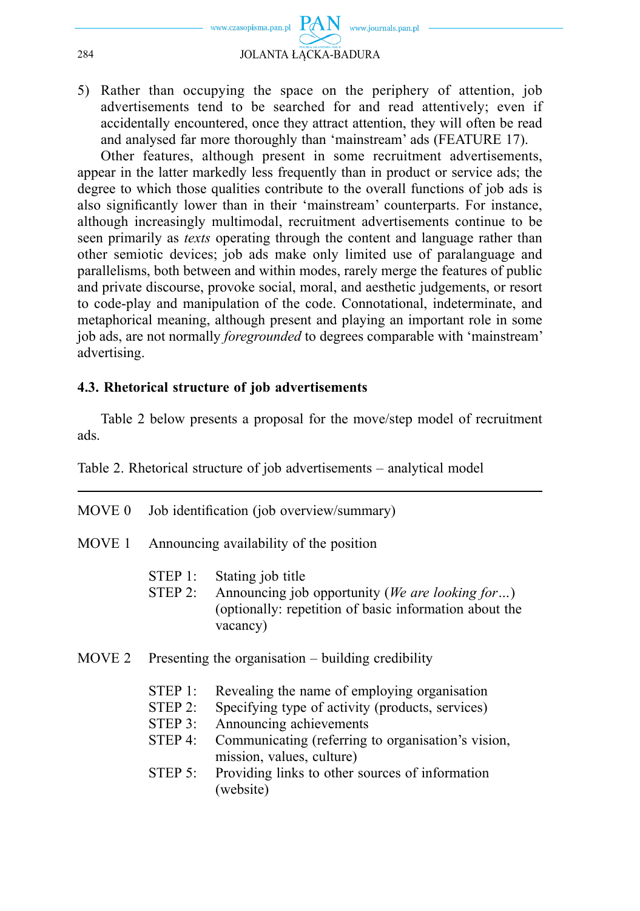5) Rather than occupying the space on the periphery of attention, job advertisements tend to be searched for and read attentively; even if accidentally encountered, once they attract attention, they will often be read and analysed far more thoroughly than 'mainstream' ads (FEATURE 17).

Other features, although present in some recruitment advertisements, appear in the latter markedly less frequently than in product or service ads; the degree to which those qualities contribute to the overall functions of job ads is also significantly lower than in their 'mainstream' counterparts. For instance, although increasingly multimodal, recruitment advertisements continue to be seen primarily as *texts* operating through the content and language rather than other semiotic devices; job ads make only limited use of paralanguage and parallelisms, both between and within modes, rarely merge the features of public and private discourse, provoke social, moral, and aesthetic judgements, or resort to code-play and manipulation of the code. Connotational, indeterminate, and metaphorical meaning, although present and playing an important role in some job ads, are not normally *foregrounded* to degrees comparable with 'mainstream' advertising.

### 4.3. Rhetorical structure of job advertisements

Table 2 below presents a proposal for the move/step model of recruitment ads.

Table 2. Rhetorical structure of job advertisements – analytical model

| | | |
|---|---|---|
| MOVE 0 | Job identification (job overview/summary) | |
| MOVE 1 | Announcing availability of the position | |
| | STEP 1: | Stating job title |
| | STEP 2: | Announcing job opportunity (*We are looking for…*) (optionally: repetition of basic information about the vacancy) |
| MOVE 2 | Presenting the organisation – building credibility | |
| | STEP 1: | Revealing the name of employing organisation |
| | STEP 2: | Specifying type of activity (products, services) |
| | STEP 3: | Announcing achievements |
| | STEP 4: | Communicating (referring to organisation's vision, mission, values, culture) |
| | STEP 5: | Providing links to other sources of information (website) |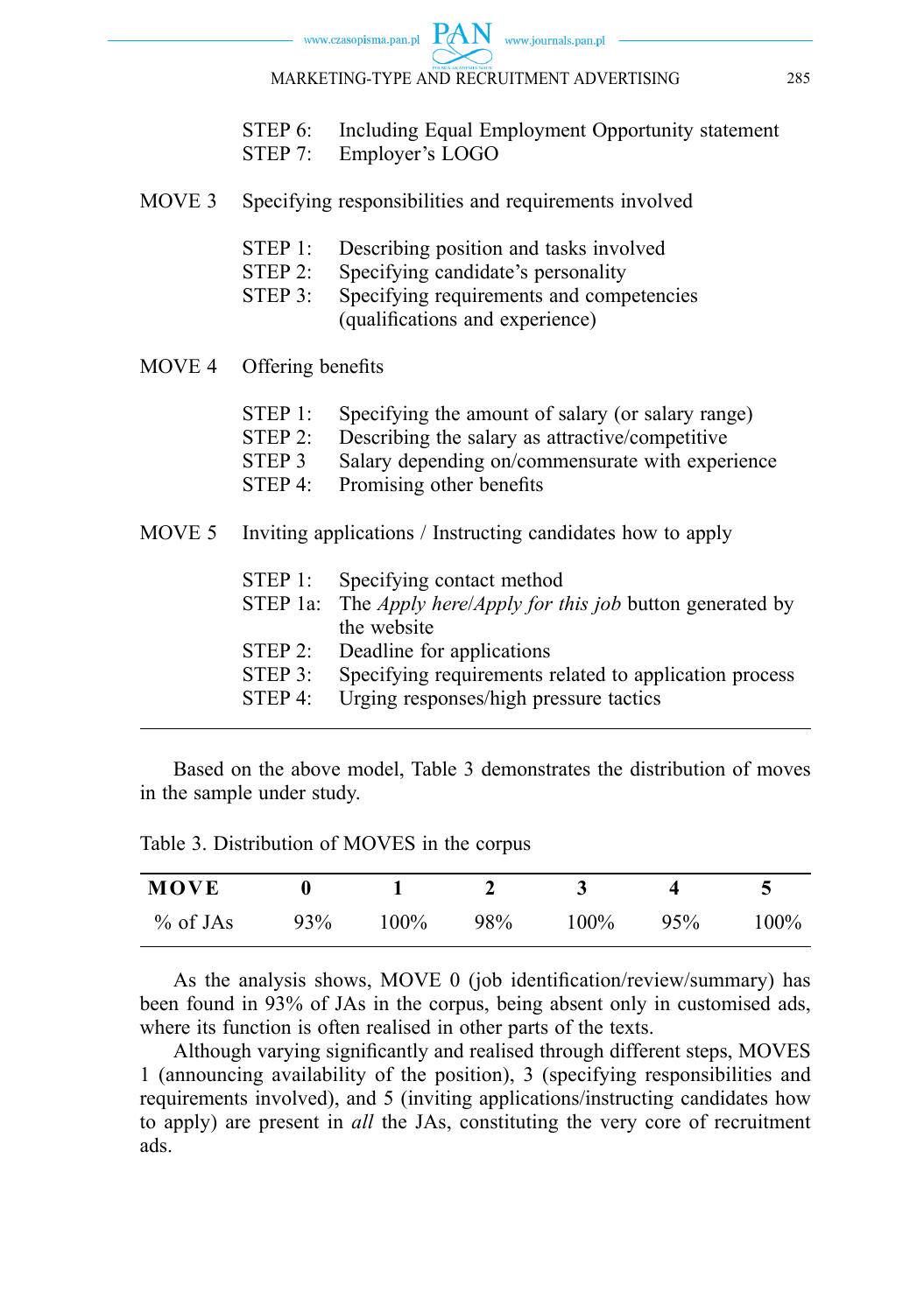STEP 6: Including Equal Employment Opportunity statement
STEP 7: Employer's LOGO

MOVE 3 Specifying responsibilities and requirements involved

STEP 1: Describing position and tasks involved
STEP 2: Specifying candidate's personality
STEP 3: Specifying requirements and competencies (qualifications and experience)

MOVE 4 Offering benefits

STEP 1: Specifying the amount of salary (or salary range)
STEP 2: Describing the salary as attractive/competitive
STEP 3 Salary depending on/commensurate with experience
STEP 4: Promising other benefits

MOVE 5 Inviting applications / Instructing candidates how to apply

STEP 1: Specifying contact method
STEP 1a: The *Apply here*/*Apply for this job* button generated by the website
STEP 2: Deadline for applications
STEP 3: Specifying requirements related to application process
STEP 4: Urging responses/high pressure tactics

---

Based on the above model, Table 3 demonstrates the distribution of moves in the sample under study.

Table 3. Distribution of MOVES in the corpus

| **MOVE** | **0** | **1** | **2** | **3** | **4** | **5** |
|---|---|---|---|---|---|---|
| % of JAs | 93% | 100% | 98% | 100% | 95% | 100% |

As the analysis shows, MOVE 0 (job identification/review/summary) has been found in 93% of JAs in the corpus, being absent only in customised ads, where its function is often realised in other parts of the texts.

Although varying significantly and realised through different steps, MOVES 1 (announcing availability of the position), 3 (specifying responsibilities and requirements involved), and 5 (inviting applications/instructing candidates how to apply) are present in *all* the JAs, constituting the very core of recruitment ads.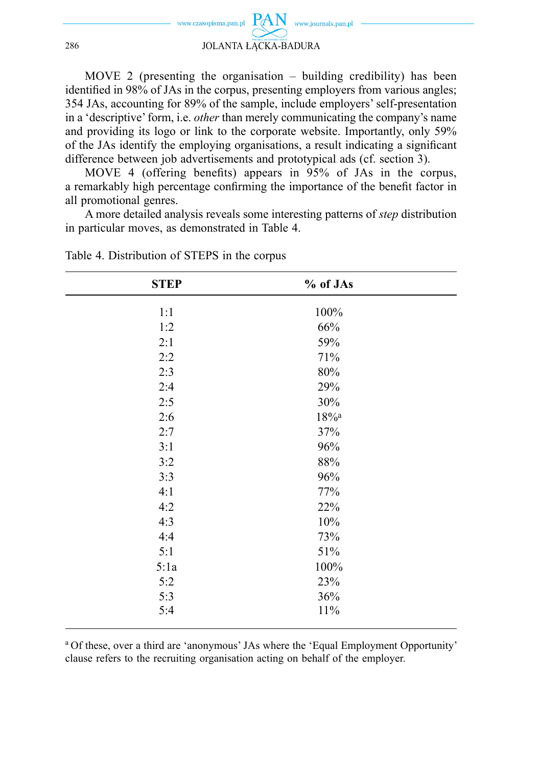MOVE 2 (presenting the organisation – building credibility) has been identified in 98% of JAs in the corpus, presenting employers from various angles; 354 JAs, accounting for 89% of the sample, include employers' self-presentation in a 'descriptive' form, i.e. *other* than merely communicating the company's name and providing its logo or link to the corporate website. Importantly, only 59% of the JAs identify the employing organisations, a result indicating a significant difference between job advertisements and prototypical ads (cf. section 3).

MOVE 4 (offering benefits) appears in 95% of JAs in the corpus, a remarkably high percentage confirming the importance of the benefit factor in all promotional genres.

A more detailed analysis reveals some interesting patterns of *step* distribution in particular moves, as demonstrated in Table 4.

Table 4. Distribution of STEPS in the corpus

| STEP | % of JAs |
|---|---|
| 1:1 | 100% |
| 1:2 | 66% |
| 2:1 | 59% |
| 2:2 | 71% |
| 2:3 | 80% |
| 2:4 | 29% |
| 2:5 | 30% |
| 2:6 | 18%[a] |
| 2:7 | 37% |
| 3:1 | 96% |
| 3:2 | 88% |
| 3:3 | 96% |
| 4:1 | 77% |
| 4:2 | 22% |
| 4:3 | 10% |
| 4:4 | 73% |
| 5:1 | 51% |
| 5:1a | 100% |
| 5:2 | 23% |
| 5:3 | 36% |
| 5:4 | 11% |

[a] Of these, over a third are 'anonymous' JAs where the 'Equal Employment Opportunity' clause refers to the recruiting organisation acting on behalf of the employer.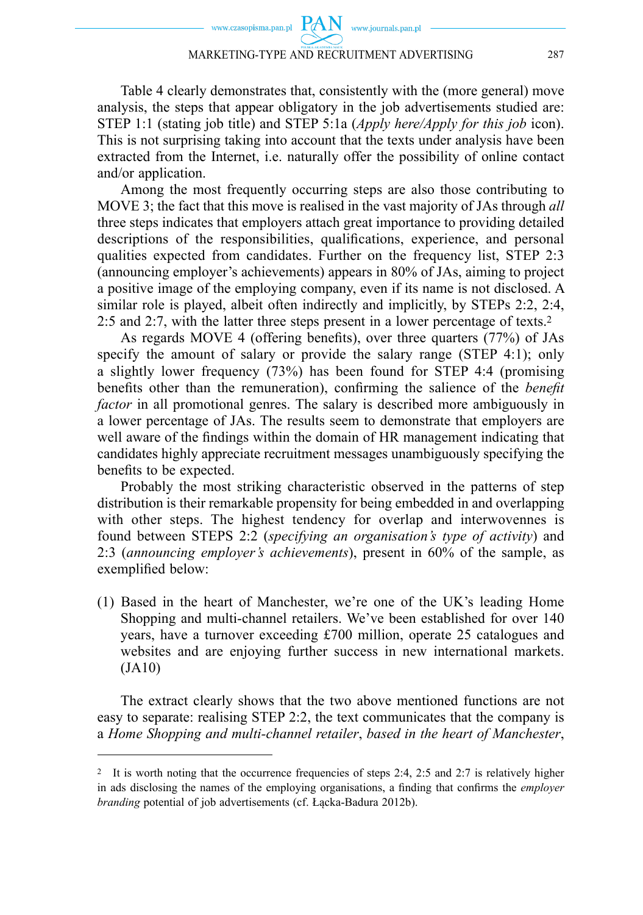Table 4 clearly demonstrates that, consistently with the (more general) move analysis, the steps that appear obligatory in the job advertisements studied are: STEP 1:1 (stating job title) and STEP 5:1a (*Apply here/Apply for this job* icon). This is not surprising taking into account that the texts under analysis have been extracted from the Internet, i.e. naturally offer the possibility of online contact and/or application.

Among the most frequently occurring steps are also those contributing to MOVE 3; the fact that this move is realised in the vast majority of JAs through *all* three steps indicates that employers attach great importance to providing detailed descriptions of the responsibilities, qualifications, experience, and personal qualities expected from candidates. Further on the frequency list, STEP 2:3 (announcing employer's achievements) appears in 80% of JAs, aiming to project a positive image of the employing company, even if its name is not disclosed. A similar role is played, albeit often indirectly and implicitly, by STEPs 2:2, 2:4, 2:5 and 2:7, with the latter three steps present in a lower percentage of texts.[2]

As regards MOVE 4 (offering benefits), over three quarters (77%) of JAs specify the amount of salary or provide the salary range (STEP 4:1); only a slightly lower frequency (73%) has been found for STEP 4:4 (promising benefits other than the remuneration), confirming the salience of the *benefit factor* in all promotional genres. The salary is described more ambiguously in a lower percentage of JAs. The results seem to demonstrate that employers are well aware of the findings within the domain of HR management indicating that candidates highly appreciate recruitment messages unambiguously specifying the benefits to be expected.

Probably the most striking characteristic observed in the patterns of step distribution is their remarkable propensity for being embedded in and overlapping with other steps. The highest tendency for overlap and interwovenness is found between STEPS 2:2 (*specifying an organisation's type of activity*) and 2:3 (*announcing employer's achievements*), present in 60% of the sample, as exemplified below:

(1) Based in the heart of Manchester, we're one of the UK's leading Home Shopping and multi-channel retailers. We've been established for over 140 years, have a turnover exceeding £700 million, operate 25 catalogues and websites and are enjoying further success in new international markets. (JA10)

The extract clearly shows that the two above mentioned functions are not easy to separate: realising STEP 2:2, the text communicates that the company is a *Home Shopping and multi-channel retailer*, *based in the heart of Manchester*,

---

[2] It is worth noting that the occurrence frequencies of steps 2:4, 2:5 and 2:7 is relatively higher in ads disclosing the names of the employing organisations, a finding that confirms the *employer branding* potential of job advertisements (cf. Łącka-Badura 2012b).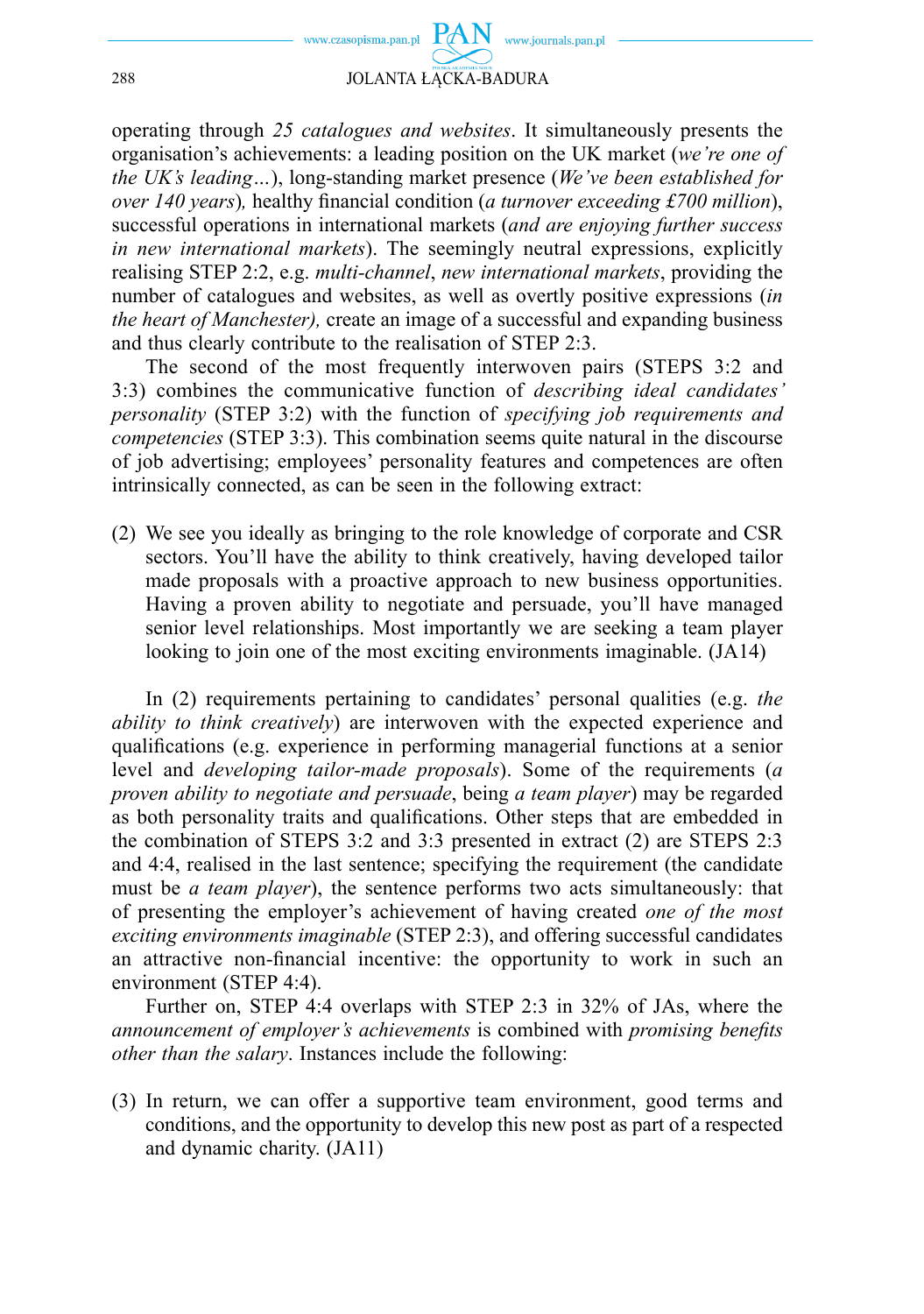operating through *25 catalogues and websites*. It simultaneously presents the organisation's achievements: a leading position on the UK market (*we're one of the UK's leading…*), long-standing market presence (*We've been established for over 140 years*), healthy financial condition (*a turnover exceeding £700 million*), successful operations in international markets (*and are enjoying further success in new international markets*). The seemingly neutral expressions, explicitly realising STEP 2:2, e.g. *multi-channel*, *new international markets*, providing the number of catalogues and websites, as well as overtly positive expressions (*in the heart of Manchester),* create an image of a successful and expanding business and thus clearly contribute to the realisation of STEP 2:3.

The second of the most frequently interwoven pairs (STEPS 3:2 and 3:3) combines the communicative function of *describing ideal candidates' personality* (STEP 3:2) with the function of *specifying job requirements and competencies* (STEP 3:3). This combination seems quite natural in the discourse of job advertising; employees' personality features and competences are often intrinsically connected, as can be seen in the following extract:

(2) We see you ideally as bringing to the role knowledge of corporate and CSR sectors. You'll have the ability to think creatively, having developed tailor made proposals with a proactive approach to new business opportunities. Having a proven ability to negotiate and persuade, you'll have managed senior level relationships. Most importantly we are seeking a team player looking to join one of the most exciting environments imaginable. (JA14)

In (2) requirements pertaining to candidates' personal qualities (e.g. *the ability to think creatively*) are interwoven with the expected experience and qualifications (e.g. experience in performing managerial functions at a senior level and *developing tailor-made proposals*). Some of the requirements (*a proven ability to negotiate and persuade*, being *a team player*) may be regarded as both personality traits and qualifications. Other steps that are embedded in the combination of STEPS 3:2 and 3:3 presented in extract (2) are STEPS 2:3 and 4:4, realised in the last sentence; specifying the requirement (the candidate must be *a team player*), the sentence performs two acts simultaneously: that of presenting the employer's achievement of having created *one of the most exciting environments imaginable* (STEP 2:3), and offering successful candidates an attractive non-financial incentive: the opportunity to work in such an environment (STEP 4:4).

Further on, STEP 4:4 overlaps with STEP 2:3 in 32% of JAs, where the *announcement of employer's achievements* is combined with *promising benefits other than the salary*. Instances include the following:

(3) In return, we can offer a supportive team environment, good terms and conditions, and the opportunity to develop this new post as part of a respected and dynamic charity. (JA11)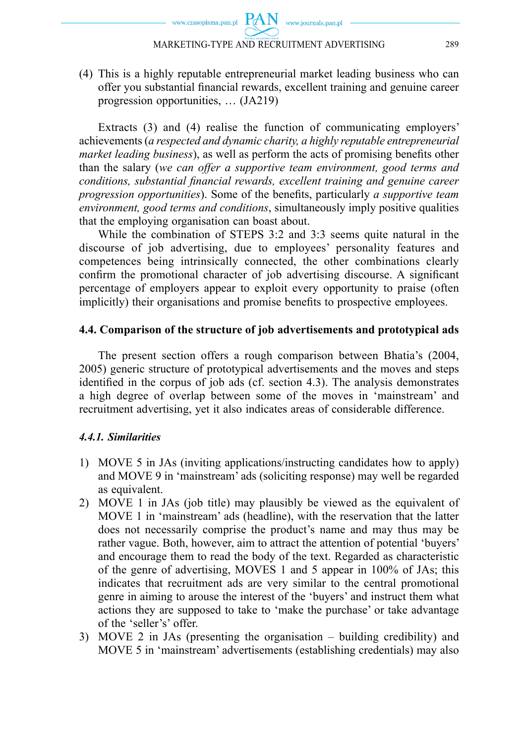(4) This is a highly reputable entrepreneurial market leading business who can offer you substantial financial rewards, excellent training and genuine career progression opportunities, … (JA219)

Extracts (3) and (4) realise the function of communicating employers' achievements (*a respected and dynamic charity, a highly reputable entrepreneurial market leading business*), as well as perform the acts of promising benefits other than the salary (*we can offer a supportive team environment, good terms and conditions, substantial financial rewards, excellent training and genuine career progression opportunities*). Some of the benefits, particularly *a supportive team environment, good terms and conditions*, simultaneously imply positive qualities that the employing organisation can boast about.

While the combination of STEPS 3:2 and 3:3 seems quite natural in the discourse of job advertising, due to employees' personality features and competences being intrinsically connected, the other combinations clearly confirm the promotional character of job advertising discourse. A significant percentage of employers appear to exploit every opportunity to praise (often implicitly) their organisations and promise benefits to prospective employees.

### 4.4. Comparison of the structure of job advertisements and prototypical ads

The present section offers a rough comparison between Bhatia's (2004, 2005) generic structure of prototypical advertisements and the moves and steps identified in the corpus of job ads (cf. section 4.3). The analysis demonstrates a high degree of overlap between some of the moves in 'mainstream' and recruitment advertising, yet it also indicates areas of considerable difference.

#### *4.4.1. Similarities*

1) MOVE 5 in JAs (inviting applications/instructing candidates how to apply) and MOVE 9 in 'mainstream' ads (soliciting response) may well be regarded as equivalent.
2) MOVE 1 in JAs (job title) may plausibly be viewed as the equivalent of MOVE 1 in 'mainstream' ads (headline), with the reservation that the latter does not necessarily comprise the product's name and may thus may be rather vague. Both, however, aim to attract the attention of potential 'buyers' and encourage them to read the body of the text. Regarded as characteristic of the genre of advertising, MOVES 1 and 5 appear in 100% of JAs; this indicates that recruitment ads are very similar to the central promotional genre in aiming to arouse the interest of the 'buyers' and instruct them what actions they are supposed to take to 'make the purchase' or take advantage of the 'seller's' offer.
3) MOVE 2 in JAs (presenting the organisation – building credibility) and MOVE 5 in 'mainstream' advertisements (establishing credentials) may also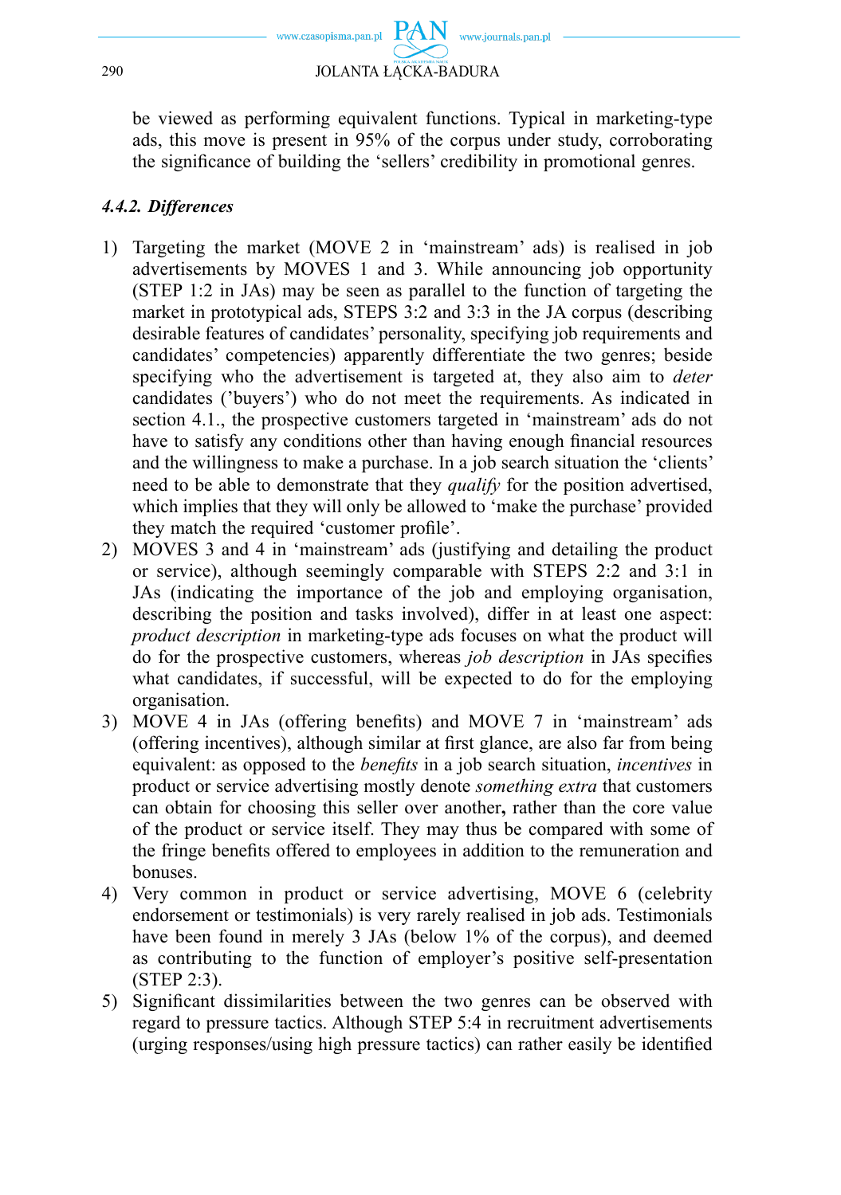be viewed as performing equivalent functions. Typical in marketing-type ads, this move is present in 95% of the corpus under study, corroborating the significance of building the 'sellers' credibility in promotional genres.

#### *4.4.2. Differences*

1) Targeting the market (MOVE 2 in 'mainstream' ads) is realised in job advertisements by MOVES 1 and 3. While announcing job opportunity (STEP 1:2 in JAs) may be seen as parallel to the function of targeting the market in prototypical ads, STEPS 3:2 and 3:3 in the JA corpus (describing desirable features of candidates' personality, specifying job requirements and candidates' competencies) apparently differentiate the two genres; beside specifying who the advertisement is targeted at, they also aim to *deter* candidates ('buyers') who do not meet the requirements. As indicated in section 4.1., the prospective customers targeted in 'mainstream' ads do not have to satisfy any conditions other than having enough financial resources and the willingness to make a purchase. In a job search situation the 'clients' need to be able to demonstrate that they *qualify* for the position advertised, which implies that they will only be allowed to 'make the purchase' provided they match the required 'customer profile'.
2) MOVES 3 and 4 in 'mainstream' ads (justifying and detailing the product or service), although seemingly comparable with STEPS 2:2 and 3:1 in JAs (indicating the importance of the job and employing organisation, describing the position and tasks involved), differ in at least one aspect: *product description* in marketing-type ads focuses on what the product will do for the prospective customers, whereas *job description* in JAs specifies what candidates, if successful, will be expected to do for the employing organisation.
3) MOVE 4 in JAs (offering benefits) and MOVE 7 in 'mainstream' ads (offering incentives), although similar at first glance, are also far from being equivalent: as opposed to the *benefits* in a job search situation, *incentives* in product or service advertising mostly denote *something extra* that customers can obtain for choosing this seller over another**,** rather than the core value of the product or service itself. They may thus be compared with some of the fringe benefits offered to employees in addition to the remuneration and bonuses.
4) Very common in product or service advertising, MOVE 6 (celebrity endorsement or testimonials) is very rarely realised in job ads. Testimonials have been found in merely 3 JAs (below 1% of the corpus), and deemed as contributing to the function of employer's positive self-presentation (STEP 2:3).
5) Significant dissimilarities between the two genres can be observed with regard to pressure tactics. Although STEP 5:4 in recruitment advertisements (urging responses/using high pressure tactics) can rather easily be identified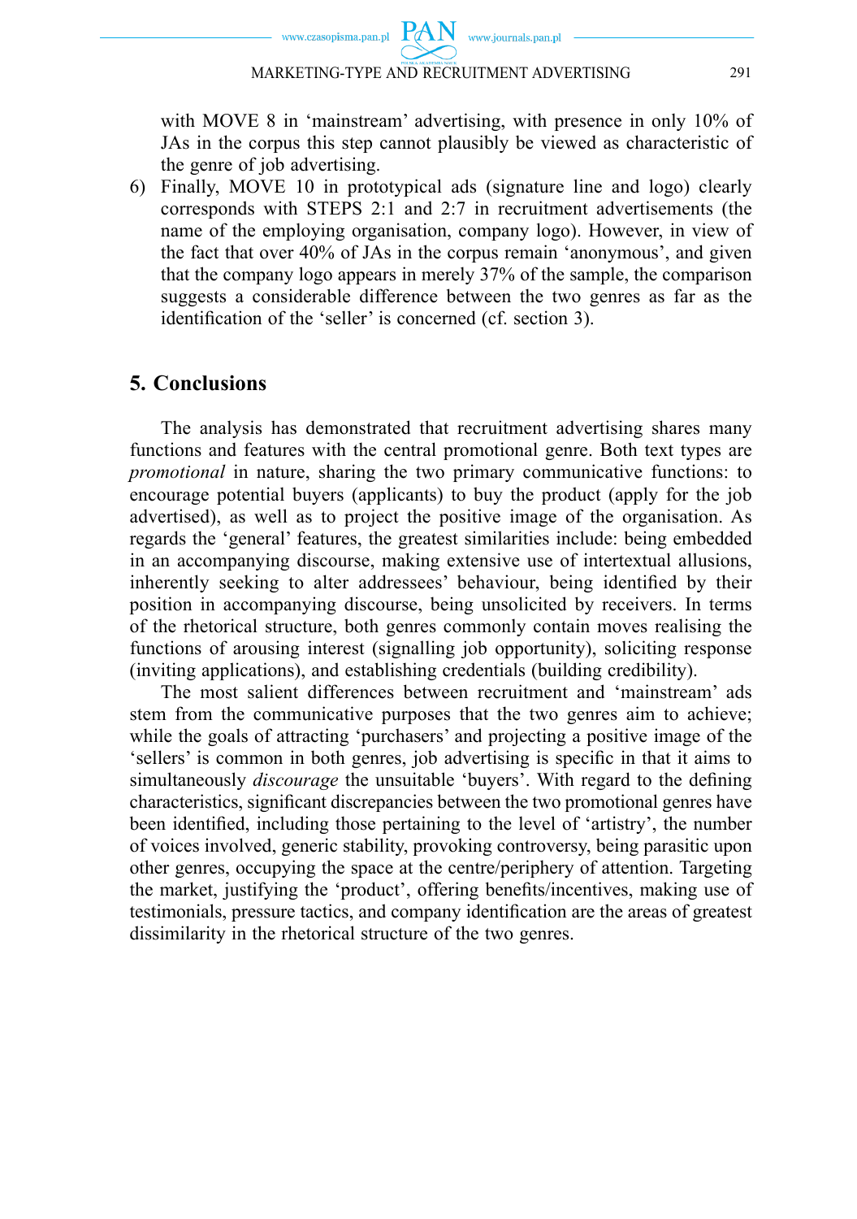with MOVE 8 in 'mainstream' advertising, with presence in only 10% of JAs in the corpus this step cannot plausibly be viewed as characteristic of the genre of job advertising.

6) Finally, MOVE 10 in prototypical ads (signature line and logo) clearly corresponds with STEPS 2:1 and 2:7 in recruitment advertisements (the name of the employing organisation, company logo). However, in view of the fact that over 40% of JAs in the corpus remain 'anonymous', and given that the company logo appears in merely 37% of the sample, the comparison suggests a considerable difference between the two genres as far as the identification of the 'seller' is concerned (cf. section 3).

## 5. Conclusions

The analysis has demonstrated that recruitment advertising shares many functions and features with the central promotional genre. Both text types are *promotional* in nature, sharing the two primary communicative functions: to encourage potential buyers (applicants) to buy the product (apply for the job advertised), as well as to project the positive image of the organisation. As regards the 'general' features, the greatest similarities include: being embedded in an accompanying discourse, making extensive use of intertextual allusions, inherently seeking to alter addressees' behaviour, being identified by their position in accompanying discourse, being unsolicited by receivers. In terms of the rhetorical structure, both genres commonly contain moves realising the functions of arousing interest (signalling job opportunity), soliciting response (inviting applications), and establishing credentials (building credibility).

The most salient differences between recruitment and 'mainstream' ads stem from the communicative purposes that the two genres aim to achieve; while the goals of attracting 'purchasers' and projecting a positive image of the 'sellers' is common in both genres, job advertising is specific in that it aims to simultaneously *discourage* the unsuitable 'buyers'. With regard to the defining characteristics, significant discrepancies between the two promotional genres have been identified, including those pertaining to the level of 'artistry', the number of voices involved, generic stability, provoking controversy, being parasitic upon other genres, occupying the space at the centre/periphery of attention. Targeting the market, justifying the 'product', offering benefits/incentives, making use of testimonials, pressure tactics, and company identification are the areas of greatest dissimilarity in the rhetorical structure of the two genres.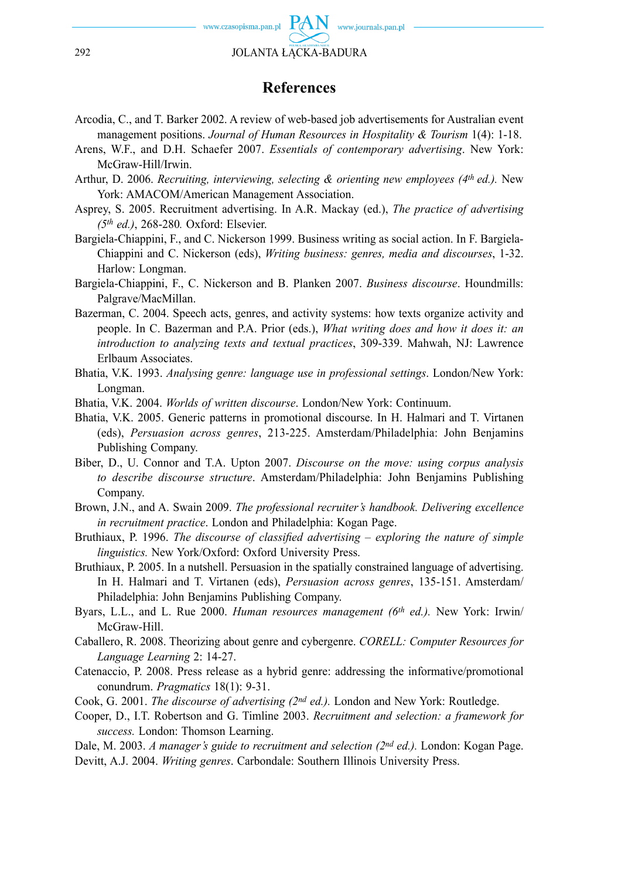## References

Arcodia, C., and T. Barker 2002. A review of web-based job advertisements for Australian event management positions. *Journal of Human Resources in Hospitality & Tourism* 1(4): 1-18.

Arens, W.F., and D.H. Schaefer 2007. *Essentials of contemporary advertising*. New York: McGraw-Hill/Irwin.

Arthur, D. 2006. *Recruiting, interviewing, selecting & orienting new employees (4th ed.).* New York: AMACOM/American Management Association.

Asprey, S. 2005. Recruitment advertising. In A.R. Mackay (ed.), *The practice of advertising (5th ed.)*, 268-280*.* Oxford: Elsevier.

Bargiela-Chiappini, F., and C. Nickerson 1999. Business writing as social action. In F. Bargiela-Chiappini and C. Nickerson (eds), *Writing business: genres, media and discourses*, 1-32. Harlow: Longman.

Bargiela-Chiappini, F., C. Nickerson and B. Planken 2007. *Business discourse*. Houndmills: Palgrave/MacMillan.

Bazerman, C. 2004. Speech acts, genres, and activity systems: how texts organize activity and people. In C. Bazerman and P.A. Prior (eds.), *What writing does and how it does it: an introduction to analyzing texts and textual practices*, 309-339. Mahwah, NJ: Lawrence Erlbaum Associates.

Bhatia, V.K. 1993. *Analysing genre: language use in professional settings*. London/New York: Longman.

Bhatia, V.K. 2004. *Worlds of written discourse*. London/New York: Continuum.

Bhatia, V.K. 2005. Generic patterns in promotional discourse. In H. Halmari and T. Virtanen (eds), *Persuasion across genres*, 213-225. Amsterdam/Philadelphia: John Benjamins Publishing Company.

Biber, D., U. Connor and T.A. Upton 2007. *Discourse on the move: using corpus analysis to describe discourse structure*. Amsterdam/Philadelphia: John Benjamins Publishing Company.

Brown, J.N., and A. Swain 2009. *The professional recruiter's handbook. Delivering excellence in recruitment practice*. London and Philadelphia: Kogan Page.

Bruthiaux, P. 1996. *The discourse of classified advertising – exploring the nature of simple linguistics.* New York/Oxford: Oxford University Press.

Bruthiaux, P. 2005. In a nutshell. Persuasion in the spatially constrained language of advertising. In H. Halmari and T. Virtanen (eds), *Persuasion across genres*, 135-151. Amsterdam/Philadelphia: John Benjamins Publishing Company.

Byars, L.L., and L. Rue 2000. *Human resources management (6th ed.).* New York: Irwin/McGraw-Hill.

Caballero, R. 2008. Theorizing about genre and cybergenre. *CORELL: Computer Resources for Language Learning* 2: 14-27.

Catenaccio, P. 2008. Press release as a hybrid genre: addressing the informative/promotional conundrum. *Pragmatics* 18(1): 9-31.

Cook, G. 2001. *The discourse of advertising (2nd ed.).* London and New York: Routledge.

Cooper, D., I.T. Robertson and G. Timline 2003. *Recruitment and selection: a framework for success.* London: Thomson Learning.

Dale, M. 2003. *A manager's guide to recruitment and selection (2nd ed.).* London: Kogan Page.

Devitt, A.J. 2004. *Writing genres*. Carbondale: Southern Illinois University Press.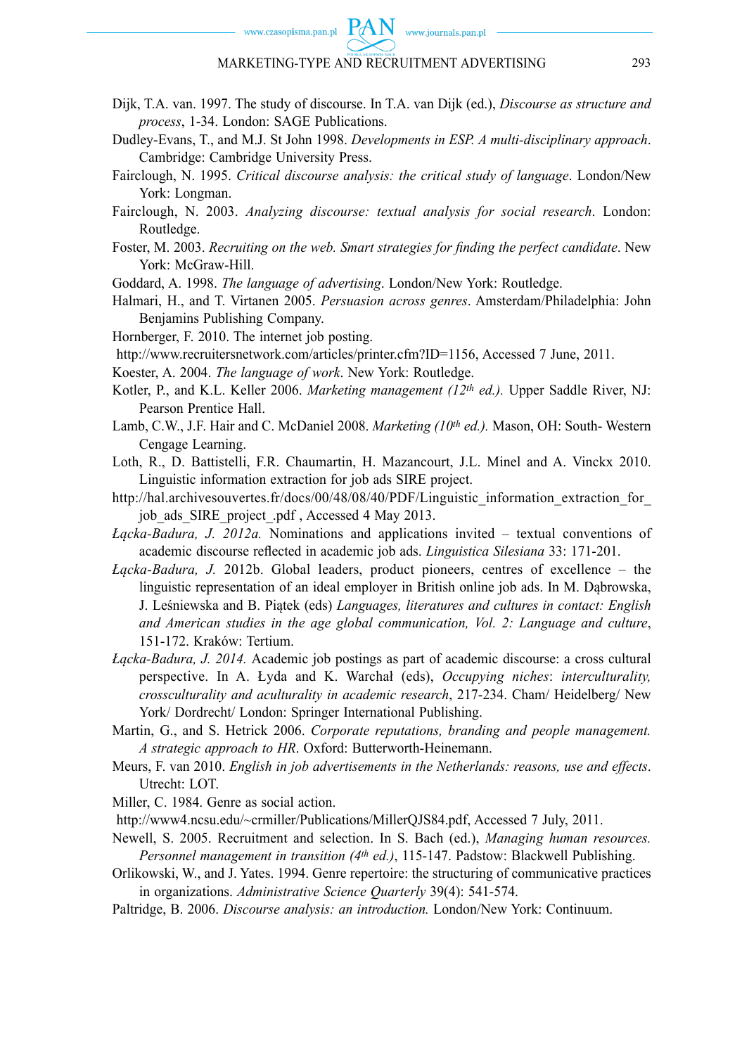Dijk, T.A. van. 1997. The study of discourse. In T.A. van Dijk (ed.), *Discourse as structure and process*, 1-34. London: SAGE Publications.

Dudley-Evans, T., and M.J. St John 1998. *Developments in ESP. A multi-disciplinary approach*. Cambridge: Cambridge University Press.

Fairclough, N. 1995. *Critical discourse analysis: the critical study of language*. London/New York: Longman.

Fairclough, N. 2003. *Analyzing discourse: textual analysis for social research*. London: Routledge.

Foster, M. 2003. *Recruiting on the web. Smart strategies for finding the perfect candidate*. New York: McGraw-Hill.

Goddard, A. 1998. *The language of advertising*. London/New York: Routledge.

Halmari, H., and T. Virtanen 2005. *Persuasion across genres*. Amsterdam/Philadelphia: John Benjamins Publishing Company.

Hornberger, F. 2010. The internet job posting.
 http://www.recruitersnetwork.com/articles/printer.cfm?ID=1156, Accessed 7 June, 2011.

Koester, A. 2004. *The language of work*. New York: Routledge.

Kotler, P., and K.L. Keller 2006. *Marketing management (12th ed.).* Upper Saddle River, NJ: Pearson Prentice Hall.

Lamb, C.W., J.F. Hair and C. McDaniel 2008. *Marketing (10th ed.).* Mason, OH: South- Western Cengage Learning.

Loth, R., D. Battistelli, F.R. Chaumartin, H. Mazancourt, J.L. Minel and A. Vinckx 2010. Linguistic information extraction for job ads SIRE project.
http://hal.archivesouvertes.fr/docs/00/48/08/40/PDF/Linguistic_information_extraction_for_job_ads_SIRE_project_.pdf , Accessed 4 May 2013.

*Łącka-Badura, J. 2012a.* Nominations and applications invited – textual conventions of academic discourse reflected in academic job ads. *Linguistica Silesiana* 33: 171-201.

*Łącka-Badura, J.* 2012b. Global leaders, product pioneers, centres of excellence – the linguistic representation of an ideal employer in British online job ads. In M. Dąbrowska, J. Leśniewska and B. Piątek (eds) *Languages, literatures and cultures in contact: English and American studies in the age global communication, Vol. 2: Language and culture*, 151-172. Kraków: Tertium.

*Łącka-Badura, J. 2014.* Academic job postings as part of academic discourse: a cross cultural perspective. In A. Łyda and K. Warchał (eds), *Occupying niches*: *interculturality, crossculturality and aculturality in academic research*, 217-234. Cham/ Heidelberg/ New York/ Dordrecht/ London: Springer International Publishing.

Martin, G., and S. Hetrick 2006. *Corporate reputations, branding and people management. A strategic approach to HR*. Oxford: Butterworth-Heinemann.

Meurs, F. van 2010. *English in job advertisements in the Netherlands: reasons, use and effects*. Utrecht: LOT.

Miller, C. 1984. Genre as social action.
 http://www4.ncsu.edu/~crmiller/Publications/MillerQJS84.pdf, Accessed 7 July, 2011.

Newell, S. 2005. Recruitment and selection. In S. Bach (ed.), *Managing human resources. Personnel management in transition (4th ed.)*, 115-147. Padstow: Blackwell Publishing.

Orlikowski, W., and J. Yates. 1994. Genre repertoire: the structuring of communicative practices in organizations. *Administrative Science Quarterly* 39(4): 541-574.

Paltridge, B. 2006. *Discourse analysis: an introduction.* London/New York: Continuum.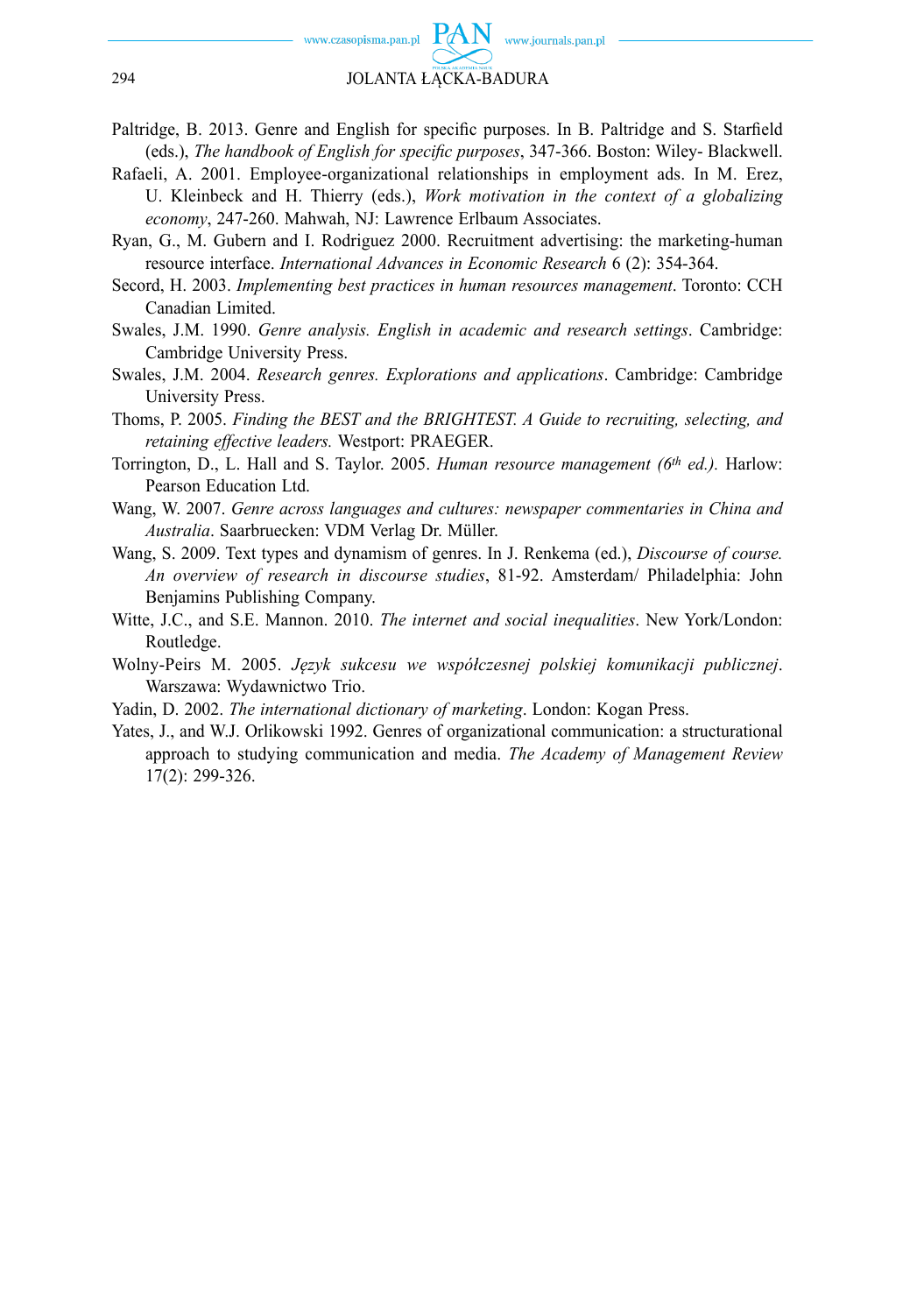Paltridge, B. 2013. Genre and English for specific purposes. In B. Paltridge and S. Starfield (eds.), *The handbook of English for specific purposes*, 347-366. Boston: Wiley- Blackwell.

Rafaeli, A. 2001. Employee-organizational relationships in employment ads. In M. Erez, U. Kleinbeck and H. Thierry (eds.), *Work motivation in the context of a globalizing economy*, 247-260. Mahwah, NJ: Lawrence Erlbaum Associates.

Ryan, G., M. Gubern and I. Rodriguez 2000. Recruitment advertising: the marketing-human resource interface. *International Advances in Economic Research* 6 (2): 354-364.

Secord, H. 2003. *Implementing best practices in human resources management*. Toronto: CCH Canadian Limited.

Swales, J.M. 1990. *Genre analysis. English in academic and research settings*. Cambridge: Cambridge University Press.

Swales, J.M. 2004. *Research genres. Explorations and applications*. Cambridge: Cambridge University Press.

Thoms, P. 2005. *Finding the BEST and the BRIGHTEST. A Guide to recruiting, selecting, and retaining effective leaders.* Westport: PRAEGER.

Torrington, D., L. Hall and S. Taylor. 2005. *Human resource management (6th ed.).* Harlow: Pearson Education Ltd.

Wang, W. 2007. *Genre across languages and cultures: newspaper commentaries in China and Australia*. Saarbruecken: VDM Verlag Dr. Müller.

Wang, S. 2009. Text types and dynamism of genres. In J. Renkema (ed.), *Discourse of course. An overview of research in discourse studies*, 81-92. Amsterdam/ Philadelphia: John Benjamins Publishing Company.

Witte, J.C., and S.E. Mannon. 2010. *The internet and social inequalities*. New York/London: Routledge.

Wolny-Peirs M. 2005. *Język sukcesu we współczesnej polskiej komunikacji publicznej*. Warszawa: Wydawnictwo Trio.

Yadin, D. 2002. *The international dictionary of marketing*. London: Kogan Press.

Yates, J., and W.J. Orlikowski 1992. Genres of organizational communication: a structurational approach to studying communication and media. *The Academy of Management Review* 17(2): 299-326.